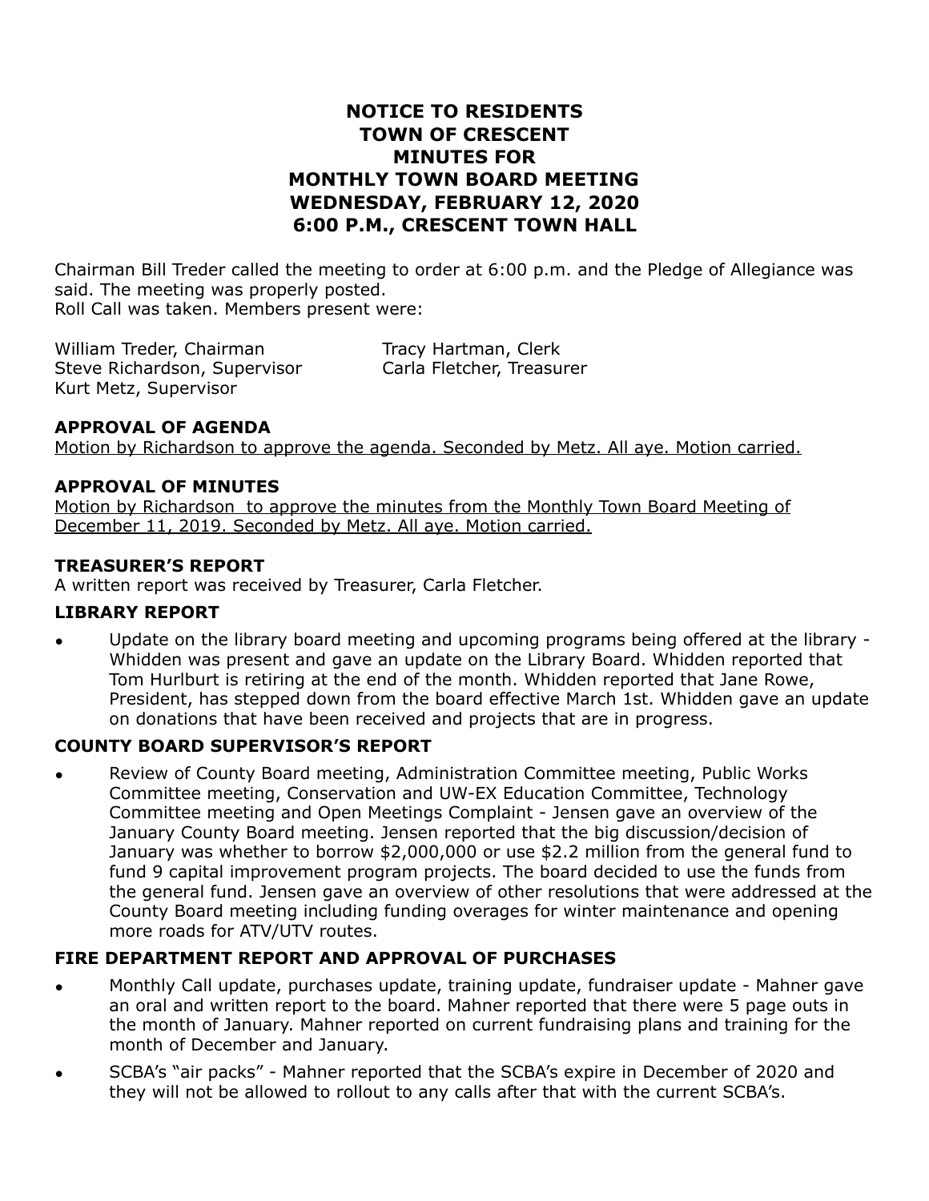# NOTICE TO RESIDENTS
# TOWN OF CRESCENT
# MINUTES FOR
# MONTHLY TOWN BOARD MEETING
# WEDNESDAY, FEBRUARY 12, 2020
# 6:00 P.M., CRESCENT TOWN HALL

Chairman Bill Treder called the meeting to order at 6:00 p.m. and the Pledge of Allegiance was said. The meeting was properly posted.
Roll Call was taken. Members present were:

William Treder, Chairman
Steve Richardson, Supervisor
Kurt Metz, Supervisor
Tracy Hartman, Clerk
Carla Fletcher, Treasurer

**APPROVAL OF AGENDA**

Motion by Richardson to approve the agenda. Seconded by Metz. All aye. Motion carried.

**APPROVAL OF MINUTES**

Motion by Richardson to approve the minutes from the Monthly Town Board Meeting of December 11, 2019. Seconded by Metz. All aye. Motion carried.

**TREASURER'S REPORT**

A written report was received by Treasurer, Carla Fletcher.

**LIBRARY REPORT**

- Update on the library board meeting and upcoming programs being offered at the library - Whidden was present and gave an update on the Library Board. Whidden reported that Tom Hurlburt is retiring at the end of the month. Whidden reported that Jane Rowe, President, has stepped down from the board effective March 1st. Whidden gave an update on donations that have been received and projects that are in progress.

**COUNTY BOARD SUPERVISOR'S REPORT**

- Review of County Board meeting, Administration Committee meeting, Public Works Committee meeting, Conservation and UW-EX Education Committee, Technology Committee meeting and Open Meetings Complaint - Jensen gave an overview of the January County Board meeting. Jensen reported that the big discussion/decision of January was whether to borrow $2,000,000 or use $2.2 million from the general fund to fund 9 capital improvement program projects. The board decided to use the funds from the general fund. Jensen gave an overview of other resolutions that were addressed at the County Board meeting including funding overages for winter maintenance and opening more roads for ATV/UTV routes.

**FIRE DEPARTMENT REPORT AND APPROVAL OF PURCHASES**

- Monthly Call update, purchases update, training update, fundraiser update - Mahner gave an oral and written report to the board. Mahner reported that there were 5 page outs in the month of January. Mahner reported on current fundraising plans and training for the month of December and January.
- SCBA's "air packs" - Mahner reported that the SCBA's expire in December of 2020 and they will not be allowed to rollout to any calls after that with the current SCBA's.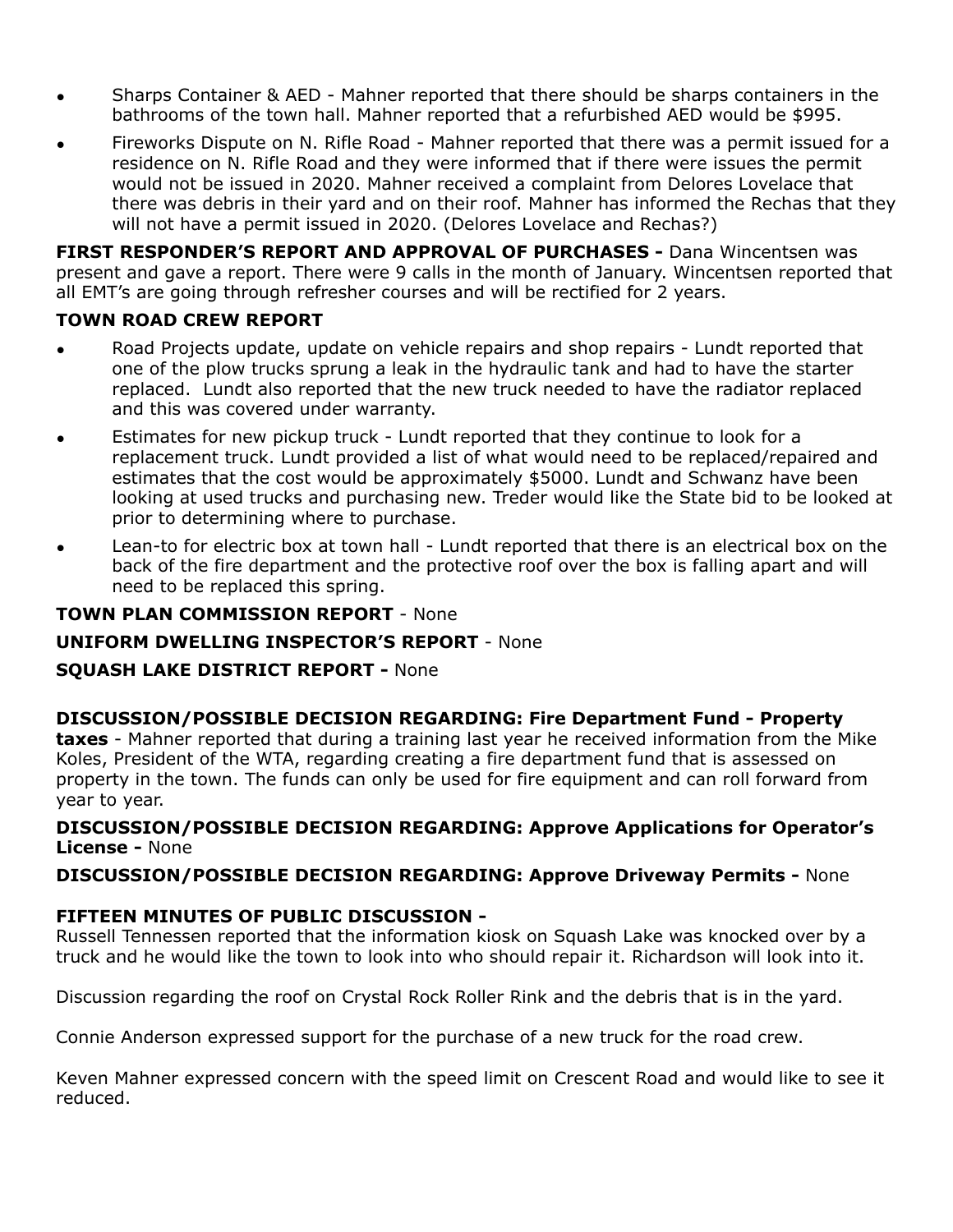- Sharps Container & AED - Mahner reported that there should be sharps containers in the bathrooms of the town hall. Mahner reported that a refurbished AED would be $995.
- Fireworks Dispute on N. Rifle Road - Mahner reported that there was a permit issued for a residence on N. Rifle Road and they were informed that if there were issues the permit would not be issued in 2020. Mahner received a complaint from Delores Lovelace that there was debris in their yard and on their roof. Mahner has informed the Rechas that they will not have a permit issued in 2020. (Delores Lovelace and Rechas?)

**FIRST RESPONDER'S REPORT AND APPROVAL OF PURCHASES -** Dana Wincentsen was present and gave a report. There were 9 calls in the month of January. Wincentsen reported that all EMT's are going through refresher courses and will be rectified for 2 years.

**TOWN ROAD CREW REPORT**

- Road Projects update, update on vehicle repairs and shop repairs - Lundt reported that one of the plow trucks sprung a leak in the hydraulic tank and had to have the starter replaced. Lundt also reported that the new truck needed to have the radiator replaced and this was covered under warranty.
- Estimates for new pickup truck - Lundt reported that they continue to look for a replacement truck. Lundt provided a list of what would need to be replaced/repaired and estimates that the cost would be approximately $5000. Lundt and Schwanz have been looking at used trucks and purchasing new. Treder would like the State bid to be looked at prior to determining where to purchase.
- Lean-to for electric box at town hall - Lundt reported that there is an electrical box on the back of the fire department and the protective roof over the box is falling apart and will need to be replaced this spring.

**TOWN PLAN COMMISSION REPORT** - None

**UNIFORM DWELLING INSPECTOR'S REPORT** - None

**SQUASH LAKE DISTRICT REPORT -** None

**DISCUSSION/POSSIBLE DECISION REGARDING: Fire Department Fund - Property taxes** - Mahner reported that during a training last year he received information from the Mike Koles, President of the WTA, regarding creating a fire department fund that is assessed on property in the town. The funds can only be used for fire equipment and can roll forward from year to year.

**DISCUSSION/POSSIBLE DECISION REGARDING: Approve Applications for Operator's License -** None

**DISCUSSION/POSSIBLE DECISION REGARDING: Approve Driveway Permits -** None

**FIFTEEN MINUTES OF PUBLIC DISCUSSION -**

Russell Tennessen reported that the information kiosk on Squash Lake was knocked over by a truck and he would like the town to look into who should repair it. Richardson will look into it.

Discussion regarding the roof on Crystal Rock Roller Rink and the debris that is in the yard.

Connie Anderson expressed support for the purchase of a new truck for the road crew.

Keven Mahner expressed concern with the speed limit on Crescent Road and would like to see it reduced.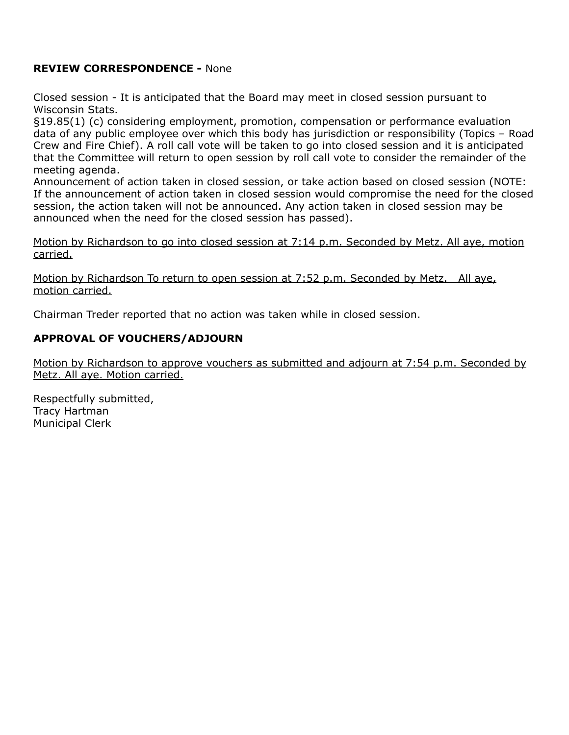**REVIEW CORRESPONDENCE -** None

Closed session - It is anticipated that the Board may meet in closed session pursuant to Wisconsin Stats.
§19.85(1) (c) considering employment, promotion, compensation or performance evaluation data of any public employee over which this body has jurisdiction or responsibility (Topics – Road Crew and Fire Chief). A roll call vote will be taken to go into closed session and it is anticipated that the Committee will return to open session by roll call vote to consider the remainder of the meeting agenda.
Announcement of action taken in closed session, or take action based on closed session (NOTE: If the announcement of action taken in closed session would compromise the need for the closed session, the action taken will not be announced. Any action taken in closed session may be announced when the need for the closed session has passed).

<u>Motion by Richardson to go into closed session at 7:14 p.m. Seconded by Metz. All aye, motion carried.</u>

<u>Motion by Richardson To return to open session at 7:52 p.m. Seconded by Metz.   All aye, motion carried.</u>

Chairman Treder reported that no action was taken while in closed session.

**APPROVAL OF VOUCHERS/ADJOURN**

<u>Motion by Richardson to approve vouchers as submitted and adjourn at 7:54 p.m. Seconded by Metz. All aye. Motion carried.</u>

Respectfully submitted,
Tracy Hartman
Municipal Clerk